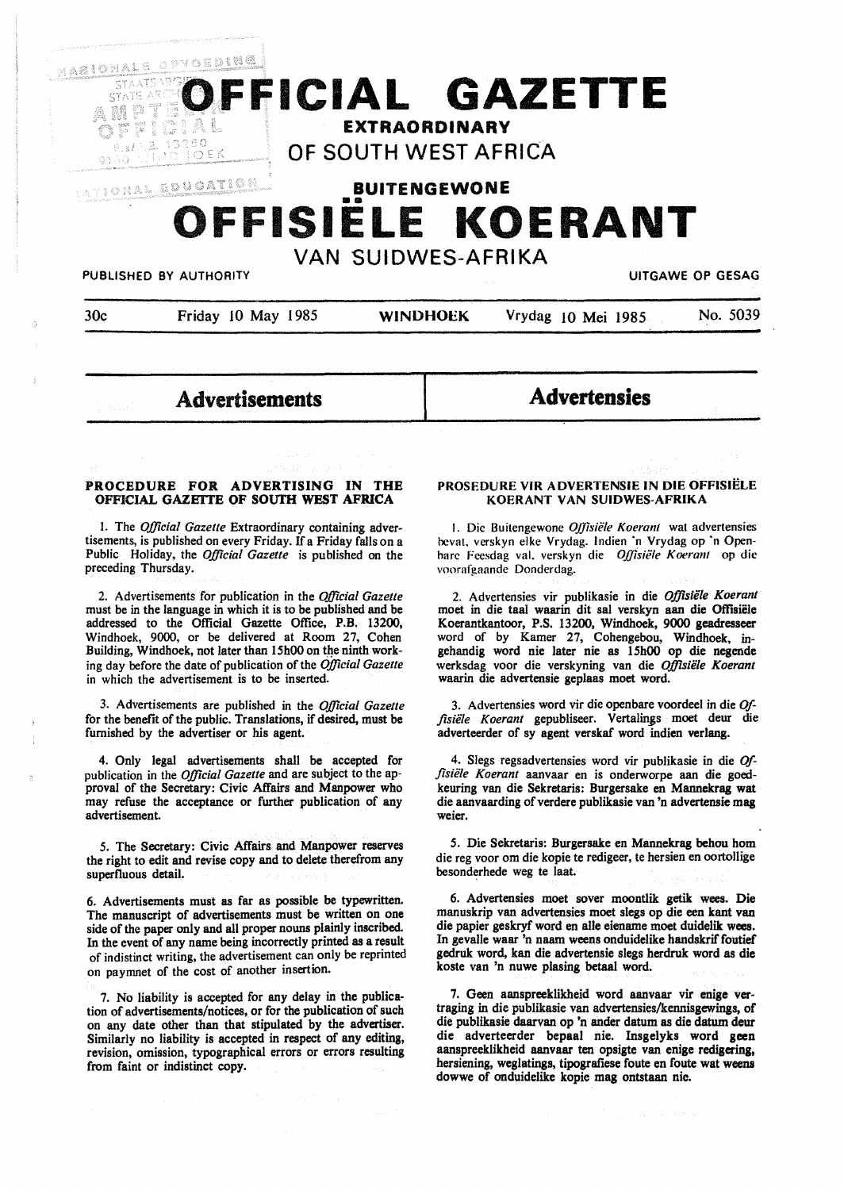# OFFICIAL GAZETTE

## EXTRAORDINARY

## OF SOUTH WEST AFRICA

## BUITENGEWONE

# OFFISIËLE KOERANT

## VAN SUIDWES-AFRIKA

PUBLISHED BY AUTHORITY — UITGAWE OP GESAG

30c — Friday 10 May 1985 — **WINDHOEK** — Vrydag 10 Mei 1985 — No. 5039

## Advertisements

### PROCEDURE FOR ADVERTISING IN THE OFFICIAL GAZETTE OF SOUTH WEST AFRICA

1. The *Official Gazette* Extraordinary containing advertisements, is published on every Friday. If a Friday falls on a Public Holiday, the *Official Gazette* is published on the preceding Thursday.

2. Advertisements for publication in the *Official Gazette* must be in the language in which it is to be published and be addressed to the Official Gazette Office, P.B. 13200, Windhoek, 9000, or be delivered at Room 27, Cohen Building, Windhoek, not later than 15h00 on the ninth working day before the date of publication of the *Official Gazette* in which the advertisement is to be inserted.

3. Advertisements are published in the *Official Gazette* for the benefit of the public. Translations, if desired, must be furnished by the advertiser or his agent.

4. Only legal advertisements shall be accepted for publication in the *Official Gazette* and are subject to the approval of the Secretary: Civic Affairs and Manpower who may refuse the acceptance or further publication of any advertisement.

5. The Secretary: Civic Affairs and Manpower reserves the right to edit and revise copy and to delete therefrom any superfluous detail.

6. Advertisements must as far as possible be typewritten. The manuscript of advertisements must be written on one side of the paper only and all proper nouns plainly inscribed. In the event of any name being incorrectly printed as a result of indistinct writing, the advertisement can only be reprinted on paymnet of the cost of another insertion.

7. No liability is accepted for any delay in the publication of advertisements/notices, or for the publication of such on any date other than that stipulated by the advertiser. Similarly no liability is accepted in respect of any editing, revision, omission, typographical errors or errors resulting from faint or indistinct copy.

## Advertensies

### PROSEDURE VIR ADVERTENSIE IN DIE OFFISIËLE KOERANT VAN SUIDWES-AFRIKA

1. Die Buitengewone *Offisiële Koerant* wat advertensies bevat, verskyn elke Vrydag. Indien 'n Vrydag op 'n Openbare Feesdag val, verskyn die *Offisiële Koerant* op die voorafgaande Donderdag.

2. Advertensies vir publikasie in die *Offisiële Koerant* moet in die taal waarin dit sal verskyn aan die Offisiële Koerantkantoor, P.S. 13200, Windhoek, 9000 geadresseer word of by Kamer 27, Cohengebou, Windhoek, ingehandig word nie later nie as 15h00 op die negende werksdag voor die verskyning van die *Offisiële Koerant* waarin die advertensie geplaas moet word.

3. Advertensies word vir die openbare voordeel in die *Offisiële Koerant* gepubliseer. Vertalings moet deur die adverteerder of sy agent verskaf word indien verlang.

4. Slegs regsadvertensies word vir publikasie in die *Offisiële Koerant* aanvaar en is onderworpe aan die goedkeuring van die Sekretaris: Burgersake en Mannekrag wat die aanvaarding of verdere publikasie van 'n advertensie mag weier.

5. Die Sekretaris: Burgersake en Mannekrag behou hom die reg voor om die kopie te redigeer, te hersien en oortollige besonderhede weg te laat.

6. Advertensies moet sover moontlik getik wees. Die manuskrip van advertensies moet slegs op die een kant van die papier geskryf word en alle eiename moet duidelik wees. In gevalle waar 'n naam weens onduidelike handskrif foutief gedruk word, kan die advertensie slegs herdruk word as die koste van 'n nuwe plasing betaal word.

7. Geen aanspreeklikheid word aanvaar vir enige vertraging in die publikasie van advertensies/kennisgewings, of die publikasie daarvan op 'n ander datum as die datum deur die adverteerder bepaal nie. Insgelyks word geen aanspreeklikheid aanvaar ten opsigte van enige redigering, hersiening, weglatings, tipografiese foute en foute wat weens dowwe of onduidelike kopie mag ontstaan nie.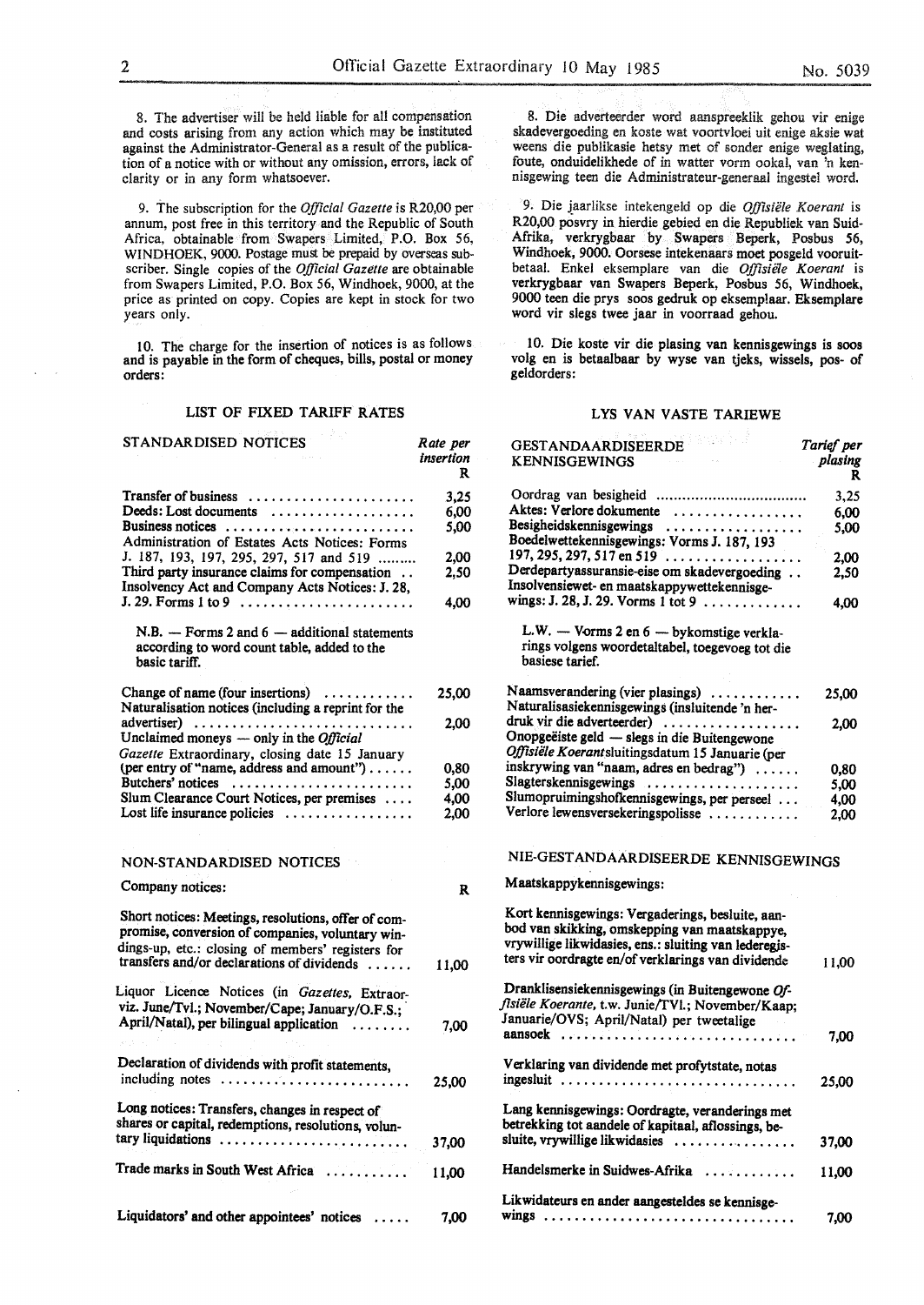8. The advertiser will be held liable for all compensation and costs arising from any action which may be instituted against the Administrator-General as a result of the publication of a notice with or without any omission, errors, lack of clarity or in any form whatsoever.

9. The subscription for the *Official Gazette* is R20,00 per annum, post free in this territory and the Republic of South Africa, obtainable from Swapers Limited, P.O. Box 56, WINDHOEK, 9000. Postage must be prepaid by overseas subscriber. Single copies of the *Official Gazette* are obtainable from Swapers Limited, P.O. Box 56, Windhoek, 9000, at the price as printed on copy. Copies are kept in stock for two years only.

10. The charge for the insertion of notices is as follows and is payable in the form of cheques, bills, postal or money orders:

## LIST OF FIXED TARIFF RATES

| STANDARDISED NOTICES | *Rate per insertion* R |
|---|---|
| Transfer of business | 3,25 |
| Deeds: Lost documents | 6,00 |
| Business notices | 5,00 |
| Administration of Estates Acts Notices: Forms J. 187, 193, 197, 295, 297, 517 and 519 | 2,00 |
| Third party insurance claims for compensation | 2,50 |
| Insolvency Act and Company Acts Notices: J. 28, J. 29. Forms 1 to 9 | 4,00 |
| N.B. — Forms 2 and 6 — additional statements according to word count table, added to the basic tariff. | |
| Change of name (four insertions) | 25,00 |
| Naturalisation notices (including a reprint for the advertiser) | 2,00 |
| Unclaimed moneys — only in the *Official Gazette* Extraordinary, closing date 15 January (per entry of "name, address and amount") | 0,80 |
| Butchers' notices | 5,00 |
| Slum Clearance Court Notices, per premises | 4,00 |
| Lost life insurance policies | 2,00 |

| NON-STANDARDISED NOTICES | |
|---|---|
| Company notices: | R |
| Short notices: Meetings, resolutions, offer of compromise, conversion of companies, voluntary windings-up, etc.: closing of members' registers for transfers and/or declarations of dividends | 11,00 |
| Liquor Licence Notices (in *Gazettes*, Extraordinary, viz. June/Tvl.; November/Cape; January/O.F.S.; April/Natal), per bilingual application | 7,00 |
| Declaration of dividends with profit statements, including notes | 25,00 |
| Long notices: Transfers, changes in respect of shares or capital, redemptions, resolutions, voluntary liquidations | 37,00 |
| Trade marks in South West Africa | 11,00 |
| Liquidators' and other appointees' notices | 7,00 |

8. Die adverteerder word aanspreeklik gehou vir enige skadevergoeding en koste wat voortvloei uit enige aksie wat weens die publikasie hetsy met of sonder enige weglating, foute, onduidelikhede of in watter vorm ookal, van 'n kennisgewing teen die Administrateur-generaal ingestel word.

9. Die jaarlikse intekengeld op die *Offisiële Koerant* is R20,00 posvry in hierdie gebied en die Republiek van Suid-Afrika, verkrygbaar by Swapers Beperk, Posbus 56, Windhoek, 9000. Oorsese intekenaars moet posgeld vooruitbetaal. Enkel eksemplare van die *Offisiële Koerant* is verkrygbaar van Swapers Beperk, Posbus 56, Windhoek, 9000 teen die prys soos gedruk op eksemplaar. Eksemplare word vir slegs twee jaar in voorraad gehou.

10. Die koste vir die plasing van kennisgewings is soos volg en is betaalbaar by wyse van tjeks, wissels, pos- of geldorders:

## LYS VAN VASTE TARIEWE

| GESTANDAARDISEERDE KENNISGEWINGS | *Tarief per plasing* R |
|---|---|
| Oordrag van besigheid | 3,25 |
| Aktes: Verlore dokumente | 6,00 |
| Besigheidskennisgewings | 5,00 |
| Boedelwettekennisgewings: Vorms J. 187, 193 197, 295, 297, 517 en 519 | 2,00 |
| Derdepartyassuransie-eise om skadevergoeding | 2,50 |
| Insolvensiewet- en maatskappywettekennisgewings: J. 28, J. 29. Vorms 1 tot 9 | 4,00 |
| L.W. — Vorms 2 en 6 — bykomstige verklarings volgens woordetaltabel, toegevoeg tot die basiese tarief. | |
| Naamsverandering (vier plasings) | 25,00 |
| Naturalisasiekennisgewings (insluitende 'n herdruk vir die adverteerder) | 2,00 |
| Onopgeëiste geld — slegs in die Buitengewone *Offisiële Koerant*sluitingsdatum 15 Januarie (per inskrywing van "naam, adres en bedrag") | 0,80 |
| Slagterskennisgewings | 5,00 |
| Slumopruimingshofkennisgewings, per perseel | 4,00 |
| Verlore lewensversekeringspolisse | 2,00 |

| NIE-GESTANDAARDISEERDE KENNISGEWINGS | |
|---|---|
| Maatskappykennisgewings: | |
| Kort kennisgewings: Vergaderings, besluite, aanbod van skikking, omskepping van maatskappye, vrywillige likwidasies, ens.: sluiting van lederegisters vir oordragte en/of verklarings van dividende | 11,00 |
| Dranklisensiekennisgewings (in Buitengewone *Offisiële Koerante*, t.w. Junie/TVl.; November/Kaap; Januarie/OVS; April/Natal) per tweetalige aansoek | 7,00 |
| Verklaring van dividende met profytstate, notas ingesluit | 25,00 |
| Lang kennisgewings: Oordragte, veranderings met betrekking tot aandele of kapitaal, aflossings, besluite, vrywillige likwidasies | 37,00 |
| Handelsmerke in Suidwes-Afrika | 11,00 |
| Likwidateurs en ander aangesteldes se kennisgewings | 7,00 |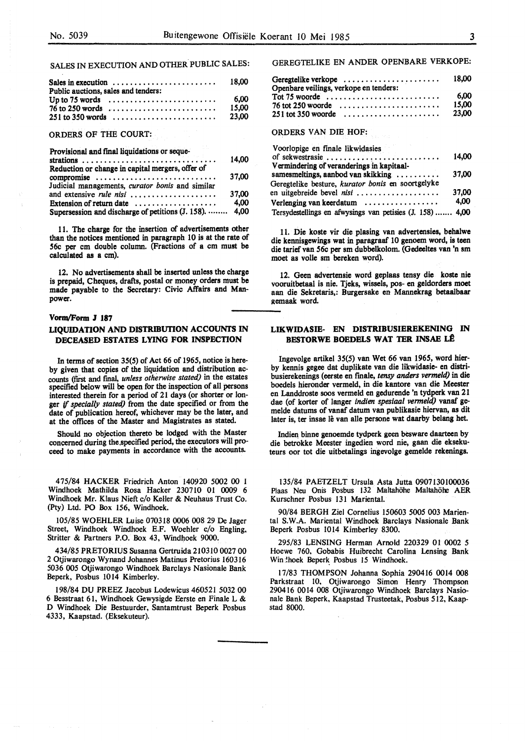SALES IN EXECUTION AND OTHER PUBLIC SALES:

| | |
|---|---|
| Sales in execution | 18,00 |
| Public auctions, sales and tenders: | |
| Up to 75 words | 6,00 |
| 76 to 250 words | 15,00 |
| 251 to 350 words | 23,00 |

ORDERS OF THE COURT:

| | |
|---|---|
| Provisional and final liquidations or sequestrations | 14,00 |
| Reduction or change in capital mergers, offer of compromise | 37,00 |
| Judicial managements, *curator bonis* and similar and extensive *rule nisi* | 37,00 |
| Extension of return date | 4,00 |
| Supersession and discharge of petitions (J. 158) | 4,00 |

11. The charge for the insertion of advertisements other than the notices mentioned in paragraph 10 is at the rate of 56c per cm double column. (Fractions of a cm must be calculated as a cm).

12. No advertisements shall be inserted unless the charge is prepaid, Cheques, drafts, postal or money orders must be made payable to the Secretary: Civic Affairs and Manpower.

GEREGTELIKE EN ANDER OPENBARE VERKOPE:

| | |
|---|---|
| Geregtelike verkope | 18,00 |
| Openbare veilings, verkope en tenders: | |
| Tot 75 woorde | 6,00 |
| 76 tot 250 woorde | 15,00 |
| 251 tot 350 woorde | 23,00 |

ORDERS VAN DIE HOF:

| | |
|---|---|
| Voorlopige en finale likwidasies of sekwestrasie | 14,00 |
| Vermindering of veranderings in kapitaalsamesmeltings, aanbod van skikking | 37,00 |
| Geregtelike besture, *kurator bonis* en soortgelyke en uitgebreide bevel *nisi* | 37,00 |
| Verlenging van keerdatum | 4,00 |
| Tersydestellings en afwysings van petisies (J. 158) | 4,00 |

11. Die koste vir die plasing van advertensies, behalwe die kennisgewings wat in paragraaf 10 genoem word, is teen die tarief van 56c per sm dubbelkolom. (Gedeeltes van 'n sm moet as volle sm bereken word).

12. Geen advertensie word geplaas tensy die koste nie vooruitbetaal is nie. Tjeks, wissels, pos- en geldorders moet aan die Sekretaris,: Burgersake en Mannekrag betaalbaar gemaak word.

**Vorm/Form J 187**

## LIQUIDATION AND DISTRIBUTION ACCOUNTS IN DECEASED ESTATES LYING FOR INSPECTION

In terms of section 35(5) of Act 66 of 1965, notice is hereby given that copies of the liquidation and distribution accounts (first and final, *unless otherwise stated)* in the estates specified below will be open for the inspection of all persons interested therein for a period of 21 days (or shorter or longer *if specially stated)* from the date specified or from the date of publication hereof, whichever may be the later, and at the offices of the Master and Magistrates as stated.

Should no objection thereto be lodged with the Master concerned during the specified period, the executors will proceed to make payments in accordance with the accounts.

## LIKWIDASIE- EN DISTRIBUSIEREKENING IN BESTORWE BOEDELS WAT TER INSAE LÊ

Ingevolge artikel 35(5) van Wet 66 van 1965, word hierby kennis gegee dat duplikate van die likwidasie- en distribusierekenings (eerste en finale, *tensy anders vermeld)* in die boedels hieronder vermeld, in die kantore van die Meester en Landdroste soos vermeld en gedurende 'n tydperk van 21 dae (of korter of langer *indien spesiaal vermeld)* vanaf gemelde datums of vanaf datum van publikasie hiervan, as dit later is, ter insae lê van alle persone wat daarby belang het.

Indien binne genoemde tydperk geen besware daarteen by die betrokke Meester ingedien word nie, gaan die eksekuteurs oor tot die uitbetalings ingevolge gemelde rekenings.

475/84 HACKER Friedrich Anton 140920 5002 00 1 Windhoek Mathilda Rosa Hacker 230710 01 0009 6 Windhoek Mr. Klaus Nieft c/o Keller & Neuhaus Trust Co. (Pty) Ltd. PO Box 156, Windhoek.

105/85 WOEHLER Luise 070318 0006 008 29 De Jager Street, Windhoek Windhoek E.F. Woehler c/o Engling, Stritter & Partners P.O. Box 43, Windhoek 9000.

434/85 PRETORIUS Susanna Gertruida 210310 0027 00 2 Otjiwarongo Wynand Johannes Matinus Pretorius 160316 5036 005 Otjiwarongo Windhoek Barclays Nasionale Bank Beperk, Posbus 1014 Kimberley.

198/84 DU PREEZ Jacobus Lodewicus 460521 5032 00 6 Besstraat 61, Windhoek Gewysigde Eerste en Finale L & D Windhoek Die Bestuurder, Santamtrust Beperk Posbus 4333, Kaapstad. (Eksekuteur).

135/84 PAETZELT Ursula Asta Jutta 0907130100036 Plaas Neu Onis Posbus 132 Maltahöhe Maltahöhe AER Kurschner Posbus 131 Mariental.

90/84 BERGH Ziel Cornelius 150603 5005 003 Mariental S.W.A. Mariental Windhoek Barclays Nasionale Bank Beperk Posbus 1014 Kimberley 8300.

295/83 LENSING Herman Arnold 220329 01 0002 5 Hoewe 760, Gobabis Huibrecht Carolina Lensing Bank Windhoek Beperk Posbus 15 Windhoek.

17/83 THOMPSON Johanna Sophia 290416 0014 008 Parkstraat 10, Otjiwarongo Simon Henry Thompson 290416 0014 008 Otjiwarongo Windhoek Barclays Nasionale Bank Beperk, Kaapstad Trusteetak, Posbus 512, Kaapstad 8000.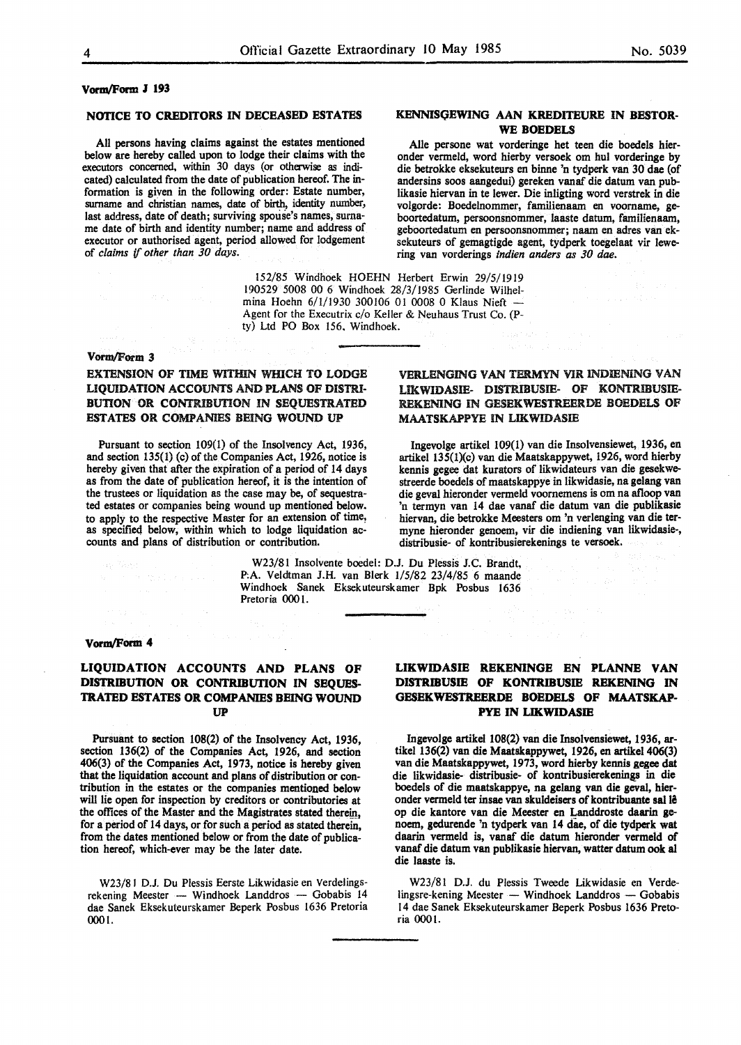**Vorm/Form J 193**

## NOTICE TO CREDITORS IN DECEASED ESTATES

All persons having claims against the estates mentioned below are hereby called upon to lodge their claims with the executors concerned, within 30 days (or otherwise as indicated) calculated from the date of publication hereof. The information is given in the following order: Estate number, surname and christian names, date of birth, identity number, last address, date of death; surviving spouse's names, surname date of birth and identity number; name and address of executor or authorised agent, period allowed for lodgement of *claims if other than 30 days.*

## KENNISGEWING AAN KREDITEURE IN BESTORWE BOEDELS

Alle persone wat vorderinge het teen die boedels hieronder vermeld, word hierby versoek om hul vorderinge by die betrokke eksekuteurs en binne 'n tydperk van 30 dae (of andersins soos aangedui) gereken vanaf die datum van publikasie hiervan in te lewer. Die inligting word verstrek in die volgorde: Boedelnommer, familienaam en voorname, geboortedatum, persoonsnommer, laaste datum, familienaam, geboortedatum en persoonsnommer; naam en adres van eksekuteurs of gemagtigde agent, tydperk toegelaat vir lewering van vorderings *indien anders as 30 dae.*

152/85 Windhoek HOEHN Herbert Erwin 29/5/1919 190529 5008 00 6 Windhoek 28/3/1985 Gerlinde Wilhelmina Hoehn 6/1/1930 300106 01 0008 0 Klaus Nieft — Agent for the Executrix c/o Keller & Neuhaus Trust Co. (Pty) Ltd PO Box 156, Windhoek.

---

**Vorm/Form 3**

## EXTENSION OF TIME WITHIN WHICH TO LODGE LIQUIDATION ACCOUNTS AND PLANS OF DISTRIBUTION OR CONTRIBUTION IN SEQUESTRATED ESTATES OR COMPANIES BEING WOUND UP

Pursuant to section 109(1) of the Insolvency Act, 1936, and section 135(1) (c) of the Companies Act, 1926, notice is hereby given that after the expiration of a period of 14 days as from the date of publication hereof, it is the intention of the trustees or liquidation as the case may be, of sequestrated estates or companies being wound up mentioned below. to apply to the respective Master for an extension of time, as specified below, within which to lodge liquidation accounts and plans of distribution or contribution.

## VERLENGING VAN TERMYN VIR INDIENING VAN LIKWIDASIE- DISTRIBUSIE- OF KONTRIBUSIEREKENING IN GESEKWESTREERDE BOEDELS OF MAATSKAPPYE IN LIKWIDASIE

Ingevolge artikel 109(1) van die Insolvensiewet, 1936, en artikel 135(1)(c) van die Maatskappywet, 1926, word hierby kennis gegee dat kurators of likwidateurs van die gesekwestreerde boedels of maatskappye in likwidasie, na gelang van die geval hieronder vermeld voornemens is om na afloop van 'n termyn van 14 dae vanaf die datum van die publikasie hiervan, die betrokke Meesters om 'n verlenging van die termyne hieronder genoem, vir die indiening van likwidasie-, distribusie- of kontribusierekenings te versoek.

W23/81 Insolvente boedel: D.J. Du Plessis J.C. Brandt, P.A. Veldtman J.H. van Blerk 1/5/82 23/4/85 6 maande Windhoek Sanek Eksekuteurskamer Bpk Posbus 1636 Pretoria 0001.

---

**Vorm/Form 4**

## LIQUIDATION ACCOUNTS AND PLANS OF DISTRIBUTION OR CONTRIBUTION IN SEQUESTRATED ESTATES OR COMPANIES BEING WOUND UP

Pursuant to section 108(2) of the Insolvency Act, 1936, section 136(2) of the Companies Act, 1926, and section 406(3) of the Companies Act, 1973, notice is hereby given that the liquidation account and plans of distribution or contribution in the estates or the companies mentioned below will lie open for inspection by creditors or contributories at the offices of the Master and the Magistrates stated therein, for a period of 14 days, or for such a period as stated therein, from the dates mentioned below or from the date of publication hereof, which-ever may be the later date.

W23/81 D.J. Du Plessis Eerste Likwidasie en Verdelingsrekening Meester — Windhoek Landdros — Gobabis 14 dae Sanek Eksekuteurskamer Beperk Posbus 1636 Pretoria 0001.

## LIKWIDASIE REKENINGE EN PLANNE VAN DISTRIBUSIE OF KONTRIBUSIE REKENING IN GESEKWESTREERDE BOEDELS OF MAATSKAPPYE IN LIKWIDASIE

Ingevolge artikel 108(2) van die Insolvensiewet, 1936, artikel 136(2) van die Maatskappywet, 1926, en artikel 406(3) van die Maatskappywet, 1973, word hierby kennis gegee dat die likwidasie- distribusie- of kontribusierekenings in die boedels of die maatskappye, na gelang van die geval, hieronder vermeld ter insae van skuldeisers of kontribuante sal lê op die kantore van die Meester en Landdroste daarin genoem, gedurende 'n tydperk van 14 dae, of die tydperk wat daarin vermeld is, vanaf die datum hieronder vermeld of vanaf die datum van publikasie hiervan, watter datum ook al die laaste is.

W23/81 D.J. du Plessis Tweede Likwidasie en Verdelingsre-kening Meester — Windhoek Landdros — Gobabis 14 dae Sanek Eksekuteurskamer Beperk Posbus 1636 Pretoria 0001.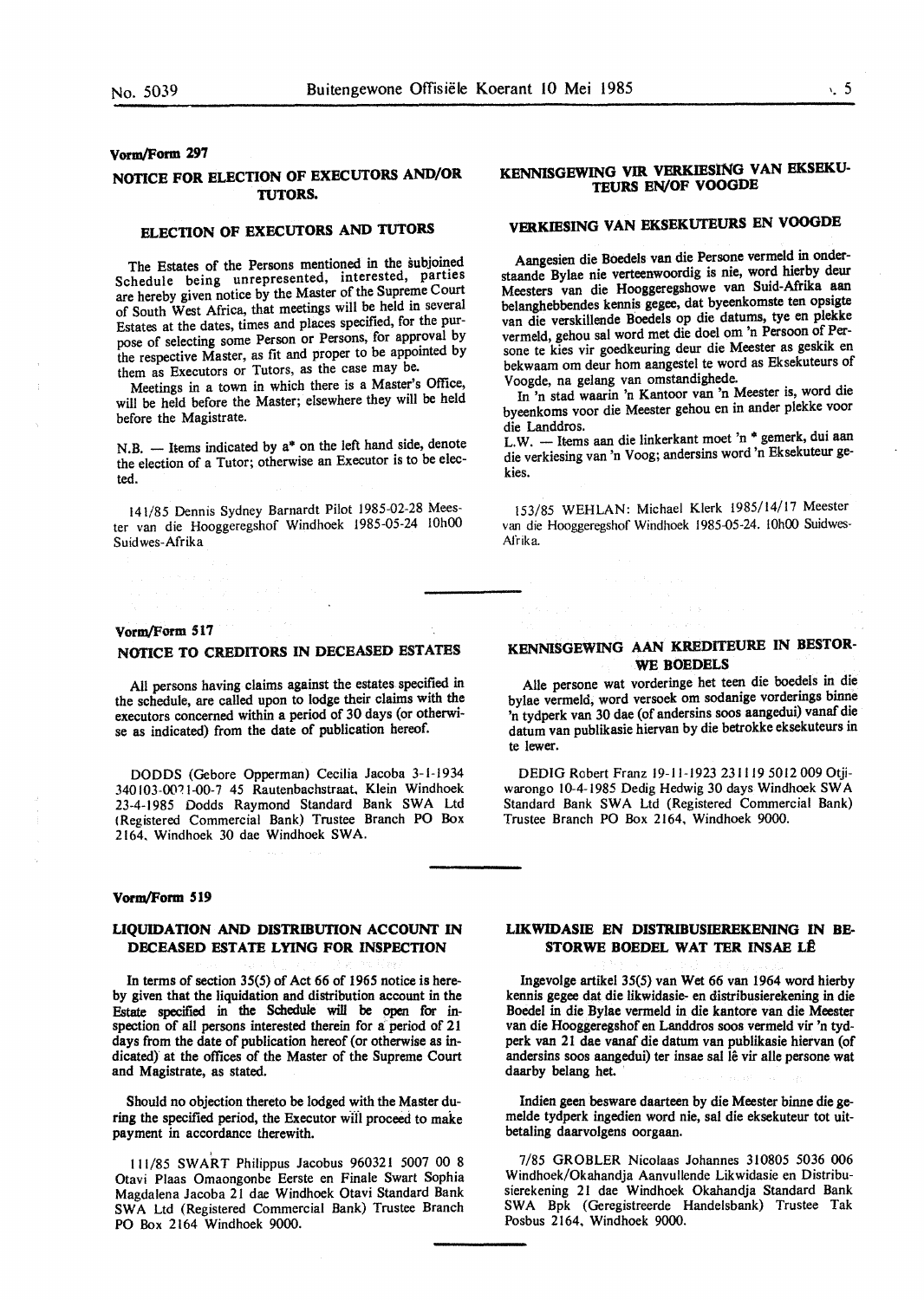## Vorm/Form 297

### NOTICE FOR ELECTION OF EXECUTORS AND/OR TUTORS.

#### ELECTION OF EXECUTORS AND TUTORS

The Estates of the Persons mentioned in the subjoined Schedule being unrepresented, interested, parties are hereby given notice by the Master of the Supreme Court of South West Africa, that meetings will be held in several Estates at the dates, times and places specified, for the purpose of selecting some Person or Persons, for approval by the respective Master, as fit and proper to be appointed by them as Executors or Tutors, as the case may be.

Meetings in a town in which there is a Master's Office, will be held before the Master; elsewhere they will be held before the Magistrate.

N.B. — Items indicated by a* on the left hand side, denote the election of a Tutor; otherwise an Executor is to be elected.

141/85 Dennis Sydney Barnardt Pilot 1985-02-28 Meester van die Hooggeregshof Windhoek 1985-05-24 10h00 Suidwes-Afrika

### KENNISGEWING VIR VERKIESING VAN EKSEKUTEURS EN/OF VOOGDE

#### VERKIESING VAN EKSEKUTEURS EN VOOGDE

Aangesien die Boedels van die Persone vermeld in onderstaande Bylae nie verteenwoordig is nie, word hierby deur Meesters van die Hooggeregshowe van Suid-Afrika aan belanghebbendes kennis gegee, dat byeenkomste ten opsigte van die verskillende Boedels op die datums, tye en plekke vermeld, gehou sal word met die doel om 'n Persoon of Persone te kies vir goedkeuring deur die Meester as geskik en bekwaam om deur hom aangestel te word as Eksekuteurs of Voogde, na gelang van omstandighede.

In 'n stad waarin 'n Kantoor van 'n Meester is, word die byeenkoms voor die Meester gehou en in ander plekke voor die Landdros.

L.W. — Items aan die linkerkant moet 'n * gemerk, dui aan die verkiesing van 'n Voog; andersins word 'n Eksekuteur gekies.

153/85 WEHLAN: Michael Klerk 1985/14/17 Meester van die Hooggeregshof Windhoek 1985-05-24. 10h00 Suidwes-Afrika.

## Vorm/Form 517

### NOTICE TO CREDITORS IN DECEASED ESTATES

All persons having claims against the estates specified in the schedule, are called upon to lodge their claims with the executors concerned within a period of 30 days (or otherwise as indicated) from the date of publication hereof.

DODDS (Gebore Opperman) Cecilia Jacoba 3-1-1934 340103-0071-00-7 45 Rautenbachstraat, Klein Windhoek 23-4-1985 Dodds Raymond Standard Bank SWA Ltd (Registered Commercial Bank) Trustee Branch PO Box 2164, Windhoek 30 dae Windhoek SWA.

### KENNISGEWING AAN KREDITEURE IN BESTORWE BOEDELS

Alle persone wat vorderinge het teen die boedels in die bylae vermeld, word versoek om sodanige vorderings binne 'n tydperk van 30 dae (of andersins soos aangedui) vanaf die datum van publikasie hiervan by die betrokke eksekuteurs in te lewer.

DEDIG Robert Franz 19-11-1923 231119 5012 009 Otjiwarongo 10-4-1985 Dedig Hedwig 30 days Windhoek SWA Standard Bank SWA Ltd (Registered Commercial Bank) Trustee Branch PO Box 2164, Windhoek 9000.

## Vorm/Form 519

### LIQUIDATION AND DISTRIBUTION ACCOUNT IN DECEASED ESTATE LYING FOR INSPECTION

In terms of section 35(5) of Act 66 of 1965 notice is hereby given that the liquidation and distribution account in the Estate specified in the Schedule will be open for inspection of all persons interested therein for a period of 21 days from the date of publication hereof (or otherwise as indicated) at the offices of the Master of the Supreme Court and Magistrate, as stated.

Should no objection thereto be lodged with the Master during the specified period, the Executor will proceed to make payment in accordance therewith.

111/85 SWART Philippus Jacobus 960321 5007 00 8 Otavi Plaas Omaongonbe Eerste en Finale Swart Sophia Magdalena Jacoba 21 dae Windhoek Otavi Standard Bank SWA Ltd (Registered Commercial Bank) Trustee Branch PO Box 2164 Windhoek 9000.

### LIKWIDASIE EN DISTRIBUSIEREKENING IN BESTORWE BOEDEL WAT TER INSAE LÊ

Ingevolge artikel 35(5) van Wet 66 van 1964 word hierby kennis gegee dat die likwidasie- en distribusierekening in die Boedel in die Bylae vermeld in die kantore van die Meester van die Hooggeregshof en Landdros soos vermeld vir 'n tydperk van 21 dae vanaf die datum van publikasie hiervan (of andersins soos aangedui) ter insae sal lê vir alle persone wat daarby belang het.

Indien geen besware daarteen by die Meester binne die gemelde tydperk ingedien word nie, sal die eksekuteur tot uitbetaling daarvolgens oorgaan.

7/85 GROBLER Nicolaas Johannes 310805 5036 006 Windhoek/Okahandja Aanvullende Likwidasie en Distribusierekening 21 dae Windhoek Okahandja Standard Bank SWA Bpk (Geregistreerde Handelsbank) Trustee Tak Posbus 2164, Windhoek 9000.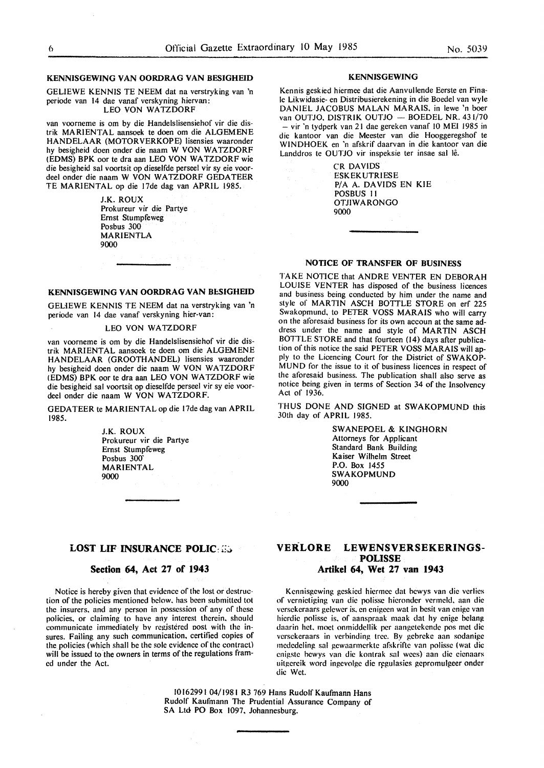### KENNISGEWING VAN OORDRAG VAN BESIGHEID

GELIEWE KENNIS TE NEEM dat na verstryking van 'n periode van 14 dae vanaf verskyning hiervan: LEO VON WATZDORF

van voorneme is om by die Handelslisensiehof vir die distrik MARIENTAL aansoek te doen om die ALGEMENE HANDELAAR (MOTORVERKOPE) lisensies waaronder hy besigheid doen onder die naam W VON WATZDORF (EDMS) BPK oor te dra aan LEO VON WATZDORF wie die besigheid sal voortsit op dieselfde perseel vir sy eie voordeel onder die naam W VON WATZDORF GEDATEER TE MARIENTAL op die 17de dag van APRIL 1985.

J.K. ROUX
Prokureur vir die Partye
Ernst Stumpfeweg
Posbus 300
MARIENTLA
9000

### KENNISGEWING VAN OORDRAG VAN BESIGHEID

GELIEWE KENNIS TE NEEM dat na verstryking van 'n periode van 14 dae vanaf verskyning hier-van:

LEO VON WATZDORF

van voorneme is om by die Handelslisensiehof vir die distrik MARIENTAL aansoek te doen om die ALGEMENE HANDELAAR (GROOTHANDEL) lisensies waaronder hy besigheid doen onder die naam W VON WATZDORF (EDMS) BPK oor te dra aan LEO VON WATZDORF wie die besigheid sal voortsit op dieselfde perseel vir sy eie voordeel onder die naam W VON WATZDORF.

GEDATEER te MARIENTAL op die 17de dag van APRIL 1985.

J.K. ROUX
Prokureur vir die Partye
Ernst Stumpfeweg
Posbus 300
MARIENTAL
9000

### KENNISGEWING

Kennis geskied hiermee dat die Aanvullende Eerste en Finale Likwidasie- en Distribusierekening in die Boedel van wyle DANIEL JACOBUS MALAN MARAIS, in lewe 'n boer van OUTJO, DISTRIK OUTJO — BOEDEL NR. 431/70 — vir 'n tydperk van 21 dae gereken vanaf 10 MEI 1985 in die kantoor van die Meester van die Hooggeregshof te WINDHOEK en 'n afskrif daarvan in die kantoor van die Landdros te OUTJO vir inspeksie ter insae sal lê.

CR DAVIDS
ESKEKUTRIESE
P/A A. DAVIDS EN KIE
POSBUS 11
OTJIWARONGO
9000

### NOTICE OF TRANSFER OF BUSINESS

TAKE NOTICE that ANDRE VENTER EN DEBORAH LOUISE VENTER has disposed of the business licences and business being conducted by him under the name and style of MARTIN ASCH BOTTLE STORE on erf 225 Swakopmund, to PETER VOSS MARAIS who will carry on the aforesaid business for its own accoun at the same address under the name and style of MARTIN ASCH BOTTLE STORE and that fourteen (14) days after publication of this notice the said PETER VOSS MARAIS will apply to the Licencing Court for the District of SWAKOPMUND for the issue to it of business licences in respect of the aforesaid business. The publication shall also serve as notice being given in terms of Section 34 of the Insolvency Act of 1936.

THUS DONE AND SIGNED at SWAKOPMUND this 30th day of APRIL 1985.

SWANEPOEL & KINGHORN
Attorneys for Applicant
Standard Bank Building
Kaiser Wilhelm Street
P.O. Box 1455
SWAKOPMUND
9000

## LOST LIF INSURANCE POLICIES

### Section 64, Act 27 of 1943

Notice is hereby given that evidence of the lost or destruction of the policies mentioned below, has been submitted tot the insurers, and any person in possession of any of these policies, or claiming to have any interest therein, should communicate immediately by registered post with the insures. Failing any such communication, certified copies of the policies (which shall be the sole evidence of the contract) will be issued to the owners in terms of the regulations framed under the Act.

## VERLORE LEWENSVERSEKERINGS-POLISSE

### Artikel 64, Wet 27 van 1943

Kennisgewing geskied hiermee dat bewys van die verlies of vernietiging van die polisse hieronder vermeld, aan die versekeraars gelewer is, en enigeen wat in besit van enige van hierdie polisse is, of aanspraak maak dat hy enige belang daarin het, moet onmiddellik per aangetekende pos met die versekeraars in verbinding tree. By gebreke aan sodanige mededeling sal gewaarmerkte afskrifte van polisse (wat die enigste bewys van die kontrak sal wees) aan die eienaars uitgereik word ingevolge die regulasies gepromulgeer onder die Wet.

10162991 04/1981 R3 769 Hans Rudolf Kaufmann Hans Rudolf Kaufmann The Prudential Assurance Company of SA Ltd PO Box 1097, Johannesburg.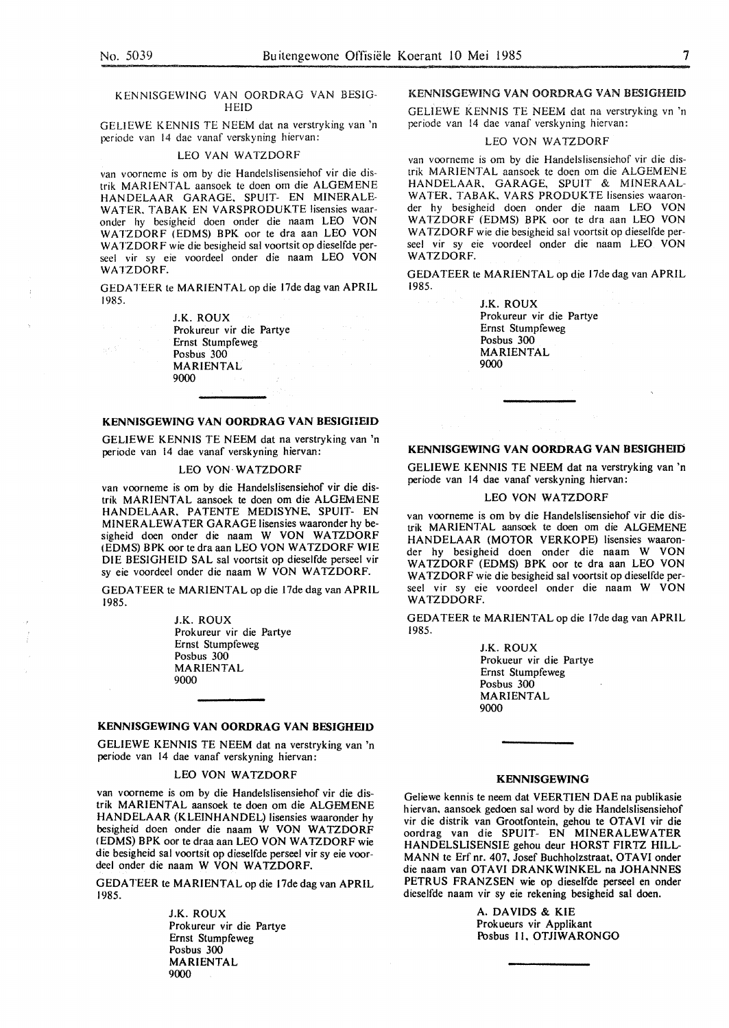## KENNISGEWING VAN OORDRAG VAN BESIGHEID

GELIEWE KENNIS TE NEEM dat na verstryking van 'n periode van 14 dae vanaf verskyning hiervan:

LEO VAN WATZDORF

van voorneme is om by die Handelslisensiehof vir die distrik MARIENTAL aansoek te doen om die ALGEMENE HANDELAAR GARAGE, SPUIT- EN MINERALEWATER, TABAK EN VARSPRODUKTE lisensies waaronder hy besigheid doen onder die naam LEO VON WATZDORF (EDMS) BPK oor te dra aan LEO VON WATZDORF wie die besigheid sal voortsit op dieselfde perseel vir sy eie voordeel onder die naam LEO VON WATZDORF.

GEDATEER te MARIENTAL op die 17de dag van APRIL 1985.

J.K. ROUX
Prokureur vir die Partye
Ernst Stumpfeweg
Posbus 300
MARIENTAL
9000

## KENNISGEWING VAN OORDRAG VAN BESIGHEID

GELIEWE KENNIS TE NEEM dat na verstryking van 'n periode van 14 dae vanaf verskyning hiervan:

LEO VON WATZDORF

van voorneme is om by die Handelslisensiehof vir die distrik MARIENTAL aansoek te doen om die ALGEMENE HANDELAAR, PATENTE MEDISYNE, SPUIT- EN MINERALEWATER GARAGE lisensies waaronder hy besigheid doen onder die naam W VON WATZDORF (EDMS) BPK oor te dra aan LEO VON WATZDORF WIE DIE BESIGHEID SAL sal voortsit op dieselfde perseel vir sy eie voordeel onder die naam W VON WATZDORF.

GEDATEER te MARIENTAL op die 17de dag van APRIL 1985.

J.K. ROUX
Prokureur vir die Partye
Ernst Stumpfeweg
Posbus 300
MARIENTAL
9000

## KENNISGEWING VAN OORDRAG VAN BESIGHEID

GELIEWE KENNIS TE NEEM dat na verstryking van 'n periode van 14 dae vanaf verskyning hiervan:

LEO VON WATZDORF

van voorneme is om by die Handelslisensiehof vir die distrik MARIENTAL aansoek te doen om die ALGEMENE HANDELAAR (KLEINHANDEL) lisensies waaronder hy besigheid doen onder die naam W VON WATZDORF (EDMS) BPK oor te draa aan LEO VON WATZDORF wie die besigheid sal voortsit op dieselfde perseel vir sy eie voordeel onder die naam W VON WATZDORF.

GEDATEER te MARIENTAL op die 17de dag van APRIL 1985.

J.K. ROUX
Prokureur vir die Partye
Ernst Stumpfeweg
Posbus 300
MARIENTAL
9000

## KENNISGEWING VAN OORDRAG VAN BESIGHEID

GELIEWE KENNIS TE NEEM dat na verstryking vn 'n periode van 14 dae vanaf verskyning hiervan:

LEO VON WATZDORF

van voorneme is om by die Handelslisensiehof vir die distrik MARIENTAL aansoek te doen om die ALGEMENE HANDELAAR, GARAGE, SPUIT & MINERAALWATER, TABAK, VARS PRODUKTE lisensies waaronder hy besigheid doen onder die naam LEO VON WATZDORF (EDMS) BPK oor te dra aan LEO VON WATZDORF wie die besigheid sal voortsit op dieselfde perseel vir sy eie voordeel onder die naam LEO VON WATZDORF.

GEDATEER te MARIENTAL op die 17de dag van APRIL 1985.

J.K. ROUX
Prokureur vir die Partye
Ernst Stumpfeweg
Posbus 300
MARIENTAL
9000

## KENNISGEWING VAN OORDRAG VAN BESIGHEID

GELIEWE KENNIS TE NEEM dat na verstryking van 'n periode van 14 dae vanaf verskyning hiervan:

LEO VON WATZDORF

van voorneme is om by die Handelslisensiehof vir die distrik MARIENTAL aansoek te doen om die ALGEMENE HANDELAAR (MOTOR VERKOPE) lisensies waaronder hy besigheid doen onder die naam W VON WATZDORF (EDMS) BPK oor te dra aan LEO VON WATZDORF wie die besigheid sal voortsit op dieselfde perseel vir sy eie voordeel onder die naam W VON WATZDDORF.

GEDATEER te MARIENTAL op die 17de dag van APRIL 1985.

J.K. ROUX
Prokueur vir die Partye
Ernst Stumpfeweg
Posbus 300
MARIENTAL
9000

## KENNISGEWING

Geliewe kennis te neem dat VEERTIEN DAE na publikasie hiervan, aansoek gedoen sal word by die Handelslisensiehof vir die distrik van Grootfontein, gehou te OTAVI vir die oordrag van die SPUIT- EN MINERALEWATER HANDELSLISENSIE gehou deur HORST FIRTZ HILLMANN te Erf nr. 407, Josef Buchholzstraat, OTAVI onder die naam van OTAVI DRANKWINKEL na JOHANNES PETRUS FRANZSEN wie op dieselfde perseel en onder dieselfde naam vir sy eie rekening besigheid sal doen.

A. DAVIDS & KIE
Prokureurs vir Applikant
Posbus 11, OTJIWARONGO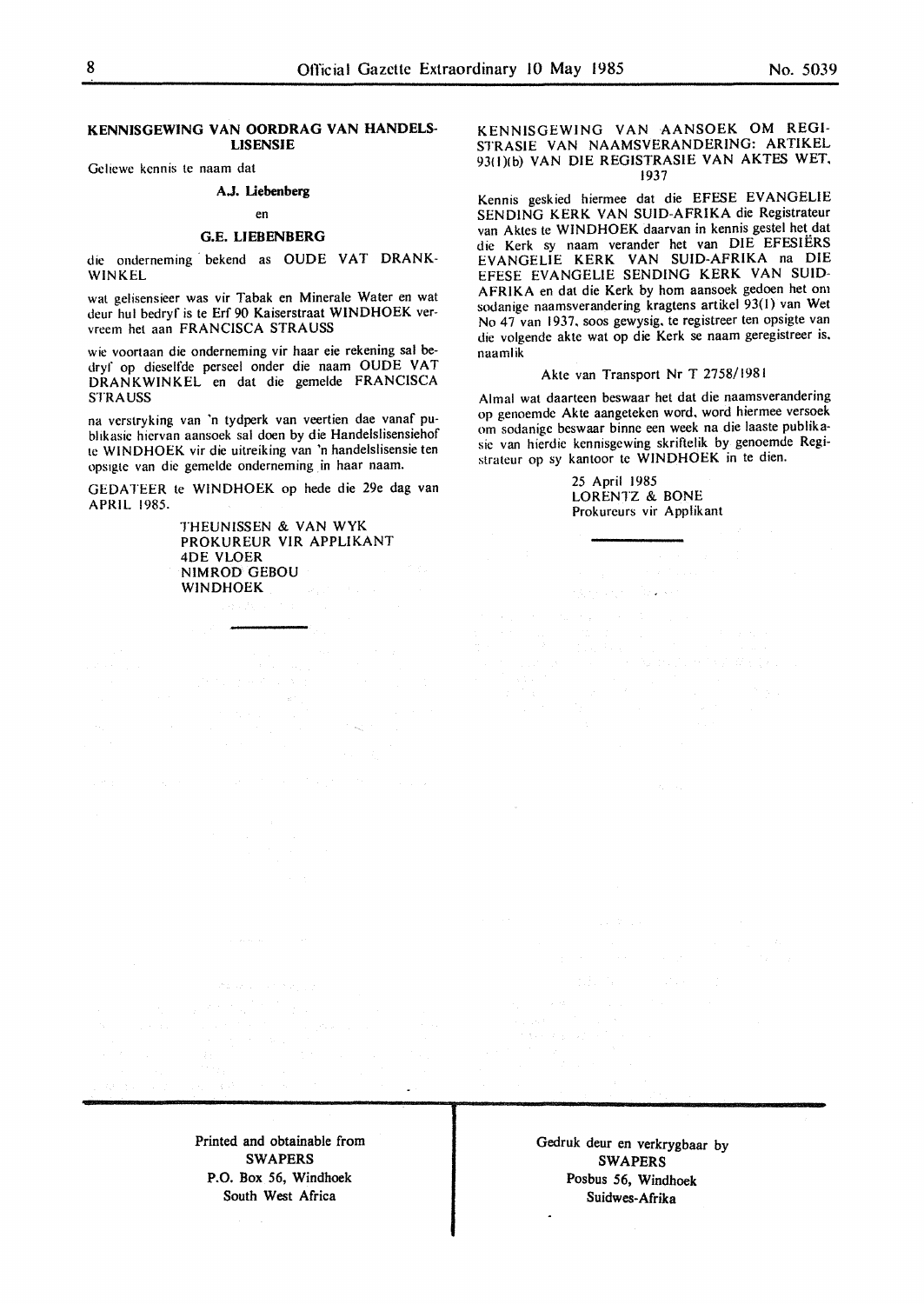**KENNISGEWING VAN OORDRAG VAN HANDELSLISENSIE**

Geliewe kennis te naam dat

**A.J. Liebenberg**

en

**G.E. LIEBENBERG**

die onderneming bekend as OUDE VAT DRANKWINKEL

wat gelisensieer was vir Tabak en Minerale Water en wat deur hul bedryf is te Erf 90 Kaiserstraat WINDHOEK vervreem het aan FRANCISCA STRAUSS

wie voortaan die onderneming vir haar eie rekening sal bedryf op dieselfde perseel onder die naam OUDE VAT DRANKWINKEL en dat die gemelde FRANCISCA STRAUSS

na verstryking van 'n tydperk van veertien dae vanaf publikasie hiervan aansoek sal doen by die Handelslisensiehof te WINDHOEK vir die uitreiking van 'n handelslisensie ten opsigte van die gemelde onderneming in haar naam.

GEDATEER te WINDHOEK op hede die 29e dag van APRIL 1985.

THEUNISSEN & VAN WYK
PROKUREUR VIR APPLIKANT
4DE VLOER
NIMROD GEBOU
WINDHOEK

---

KENNISGEWING VAN AANSOEK OM REGISTRASIE VAN NAAMSVERANDERING: ARTIKEL 93(1)(b) VAN DIE REGISTRASIE VAN AKTES WET, 1937

Kennis geskied hiermee dat die EFESE EVANGELIE SENDING KERK VAN SUID-AFRIKA die Registrateur van Aktes te WINDHOEK daarvan in kennis gestel het dat die Kerk sy naam verander het van DIE EFESIËRS EVANGELIE KERK VAN SUID-AFRIKA na DIE EFESE EVANGELIE SENDING KERK VAN SUID-AFRIKA en dat die Kerk by hom aansoek gedoen het om sodanige naamsverandering kragtens artikel 93(1) van Wet No 47 van 1937, soos gewysig, te registreer ten opsigte van die volgende akte wat op die Kerk se naam geregistreer is, naamlik

Akte van Transport Nr T 2758/1981

Almal wat daarteen beswaar het dat die naamsverandering op genoemde Akte aangeteken word, word hiermee versoek om sodanige beswaar binne een week na die laaste publikasie van hierdie kennisgewing skriftelik by genoemde Registrateur op sy kantoor te WINDHOEK in te dien.

25 April 1985
LORENTZ & BONE
Prokureurs vir Applikant

---

Printed and obtainable from
SWAPERS
P.O. Box 56, Windhoek
South West Africa

Gedruk deur en verkrygbaar by
SWAPERS
Posbus 56, Windhoek
Suidwes-Afrika